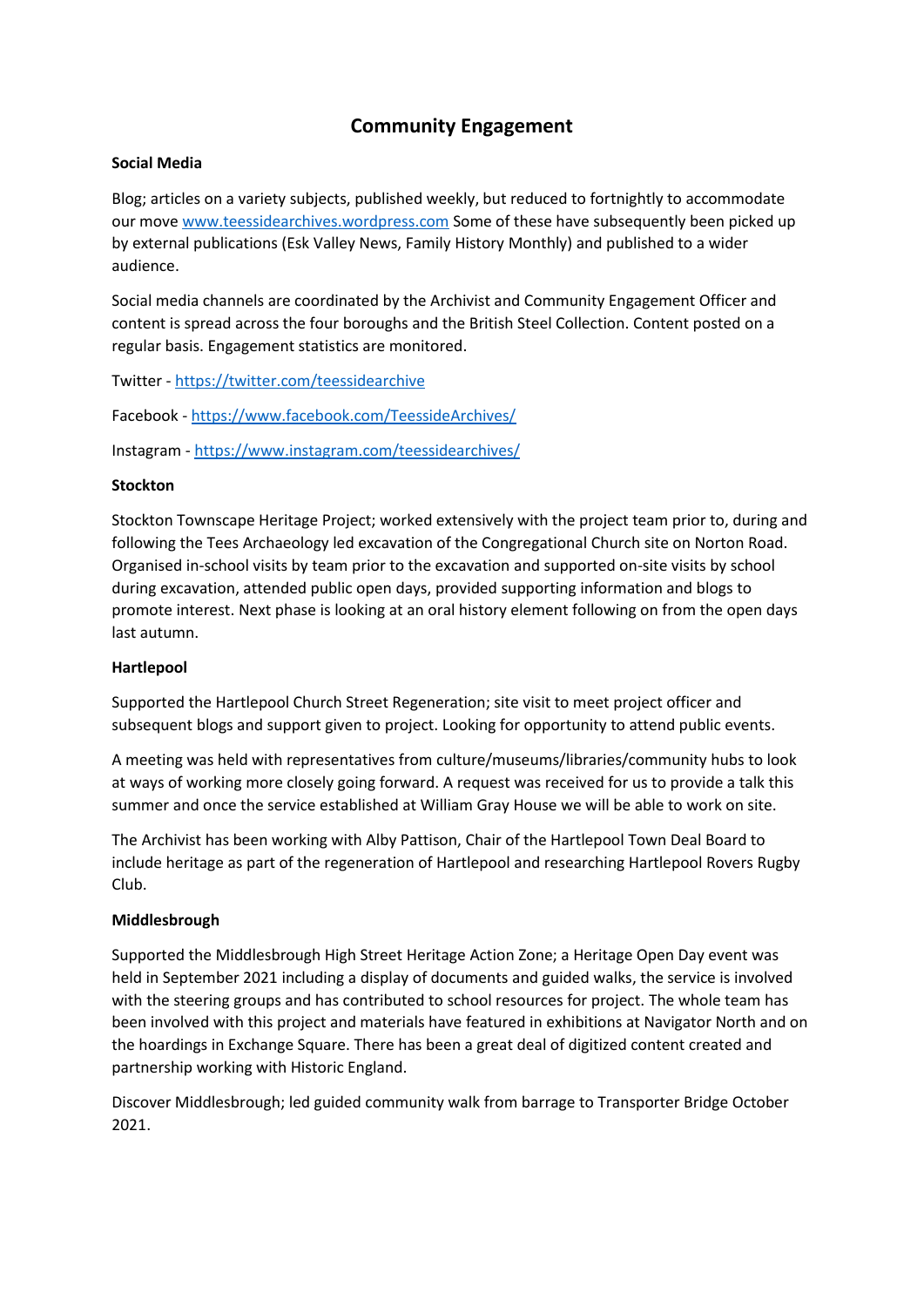# Community Engagement

**Social Media**

Blog; articles on a variety subjects, published weekly, but reduced to fortnightly to accommodate our move [www.teessidearchives.wordpress.com](www.teessidearchives.wordpress.com) Some of these have subsequently been picked up by external publications (Esk Valley News, Family History Monthly) and published to a wider audience.

Social media channels are coordinated by the Archivist and Community Engagement Officer and content is spread across the four boroughs and the British Steel Collection. Content posted on a regular basis. Engagement statistics are monitored.

Twitter - [https://twitter.com/teessidearchive](https://twitter.com/teessidearchive)

Facebook - [https://www.facebook.com/TeessideArchives/](https://www.facebook.com/TeessideArchives/)

Instagram - [https://www.instagram.com/teessidearchives/](https://www.instagram.com/teessidearchives/)

**Stockton**

Stockton Townscape Heritage Project; worked extensively with the project team prior to, during and following the Tees Archaeology led excavation of the Congregational Church site on Norton Road. Organised in-school visits by team prior to the excavation and supported on-site visits by school during excavation, attended public open days, provided supporting information and blogs to promote interest. Next phase is looking at an oral history element following on from the open days last autumn.

**Hartlepool**

Supported the Hartlepool Church Street Regeneration; site visit to meet project officer and subsequent blogs and support given to project. Looking for opportunity to attend public events.

A meeting was held with representatives from culture/museums/libraries/community hubs to look at ways of working more closely going forward. A request was received for us to provide a talk this summer and once the service established at William Gray House we will be able to work on site.

The Archivist has been working with Alby Pattison, Chair of the Hartlepool Town Deal Board to include heritage as part of the regeneration of Hartlepool and researching Hartlepool Rovers Rugby Club.

**Middlesbrough**

Supported the Middlesbrough High Street Heritage Action Zone; a Heritage Open Day event was held in September 2021 including a display of documents and guided walks, the service is involved with the steering groups and has contributed to school resources for project. The whole team has been involved with this project and materials have featured in exhibitions at Navigator North and on the hoardings in Exchange Square. There has been a great deal of digitized content created and partnership working with Historic England.

Discover Middlesbrough; led guided community walk from barrage to Transporter Bridge October 2021.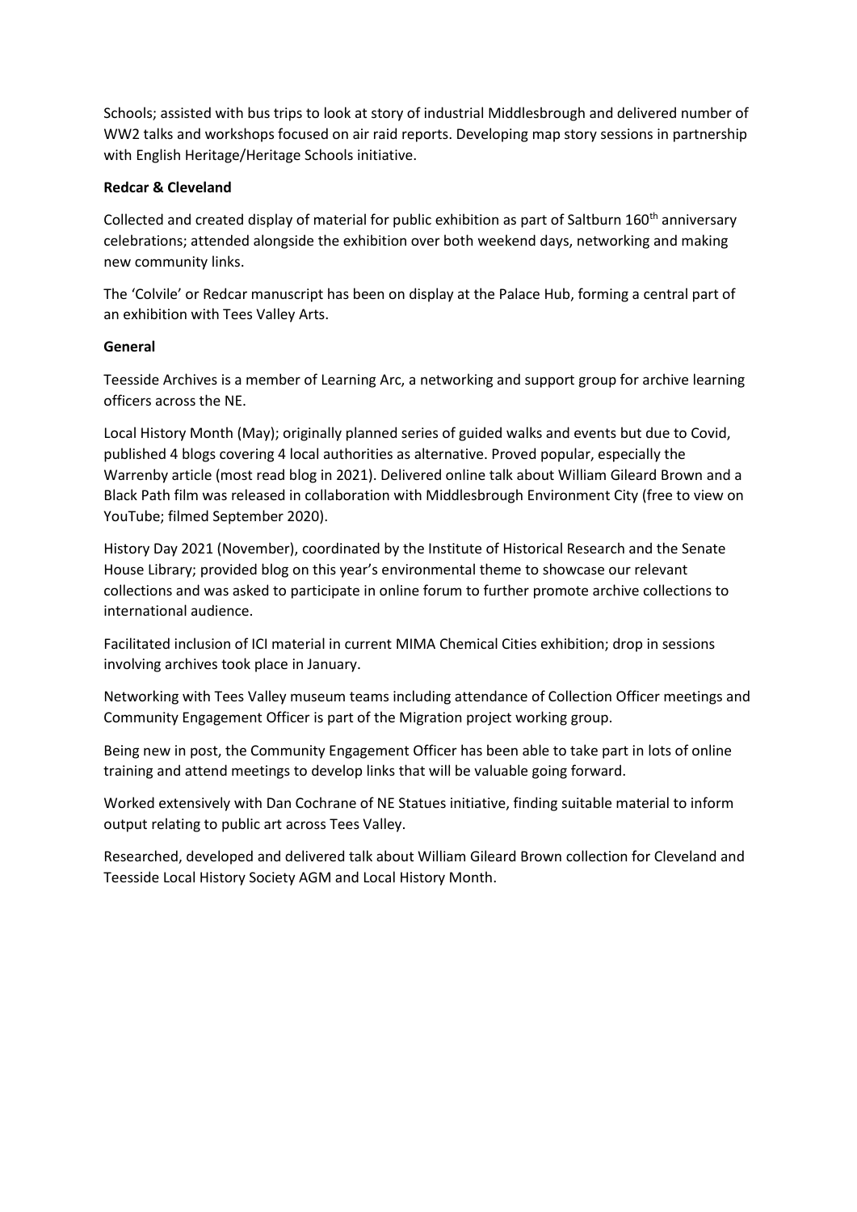Schools; assisted with bus trips to look at story of industrial Middlesbrough and delivered number of WW2 talks and workshops focused on air raid reports. Developing map story sessions in partnership with English Heritage/Heritage Schools initiative.

**Redcar & Cleveland**

Collected and created display of material for public exhibition as part of Saltburn 160th anniversary celebrations; attended alongside the exhibition over both weekend days, networking and making new community links.

The 'Colvile' or Redcar manuscript has been on display at the Palace Hub, forming a central part of an exhibition with Tees Valley Arts.

**General**

Teesside Archives is a member of Learning Arc, a networking and support group for archive learning officers across the NE.

Local History Month (May); originally planned series of guided walks and events but due to Covid, published 4 blogs covering 4 local authorities as alternative. Proved popular, especially the Warrenby article (most read blog in 2021). Delivered online talk about William Gileard Brown and a Black Path film was released in collaboration with Middlesbrough Environment City (free to view on YouTube; filmed September 2020).

History Day 2021 (November), coordinated by the Institute of Historical Research and the Senate House Library; provided blog on this year's environmental theme to showcase our relevant collections and was asked to participate in online forum to further promote archive collections to international audience.

Facilitated inclusion of ICI material in current MIMA Chemical Cities exhibition; drop in sessions involving archives took place in January.

Networking with Tees Valley museum teams including attendance of Collection Officer meetings and Community Engagement Officer is part of the Migration project working group.

Being new in post, the Community Engagement Officer has been able to take part in lots of online training and attend meetings to develop links that will be valuable going forward.

Worked extensively with Dan Cochrane of NE Statues initiative, finding suitable material to inform output relating to public art across Tees Valley.

Researched, developed and delivered talk about William Gileard Brown collection for Cleveland and Teesside Local History Society AGM and Local History Month.